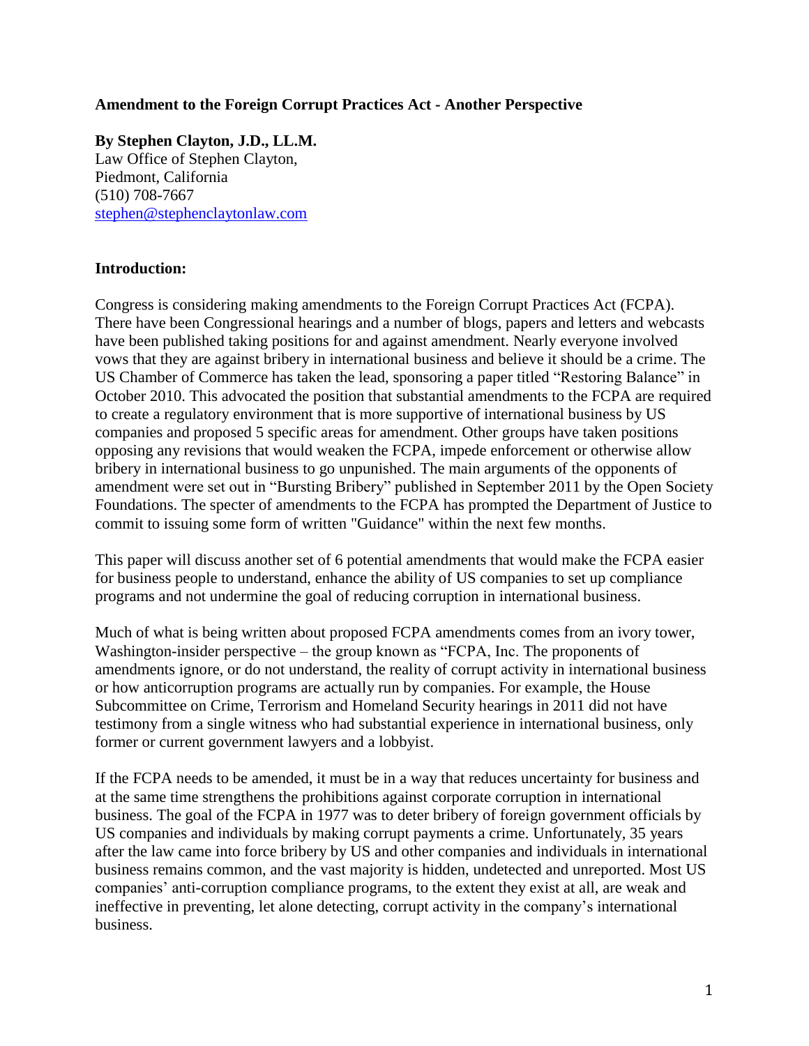**Amendment to the Foreign Corrupt Practices Act - Another Perspective**

**By Stephen Clayton, J.D., LL.M.**
Law Office of Stephen Clayton,
Piedmont, California
(510) 708-7667
stephen@stephenclaytonlaw.com

**Introduction:**

Congress is considering making amendments to the Foreign Corrupt Practices Act (FCPA). There have been Congressional hearings and a number of blogs, papers and letters and webcasts have been published taking positions for and against amendment. Nearly everyone involved vows that they are against bribery in international business and believe it should be a crime. The US Chamber of Commerce has taken the lead, sponsoring a paper titled "Restoring Balance" in October 2010. This advocated the position that substantial amendments to the FCPA are required to create a regulatory environment that is more supportive of international business by US companies and proposed 5 specific areas for amendment. Other groups have taken positions opposing any revisions that would weaken the FCPA, impede enforcement or otherwise allow bribery in international business to go unpunished. The main arguments of the opponents of amendment were set out in "Bursting Bribery" published in September 2011 by the Open Society Foundations. The specter of amendments to the FCPA has prompted the Department of Justice to commit to issuing some form of written "Guidance" within the next few months.

This paper will discuss another set of 6 potential amendments that would make the FCPA easier for business people to understand, enhance the ability of US companies to set up compliance programs and not undermine the goal of reducing corruption in international business.

Much of what is being written about proposed FCPA amendments comes from an ivory tower, Washington-insider perspective – the group known as "FCPA, Inc. The proponents of amendments ignore, or do not understand, the reality of corrupt activity in international business or how anticorruption programs are actually run by companies. For example, the House Subcommittee on Crime, Terrorism and Homeland Security hearings in 2011 did not have testimony from a single witness who had substantial experience in international business, only former or current government lawyers and a lobbyist.

If the FCPA needs to be amended, it must be in a way that reduces uncertainty for business and at the same time strengthens the prohibitions against corporate corruption in international business. The goal of the FCPA in 1977 was to deter bribery of foreign government officials by US companies and individuals by making corrupt payments a crime. Unfortunately, 35 years after the law came into force bribery by US and other companies and individuals in international business remains common, and the vast majority is hidden, undetected and unreported. Most US companies' anti-corruption compliance programs, to the extent they exist at all, are weak and ineffective in preventing, let alone detecting, corrupt activity in the company's international business.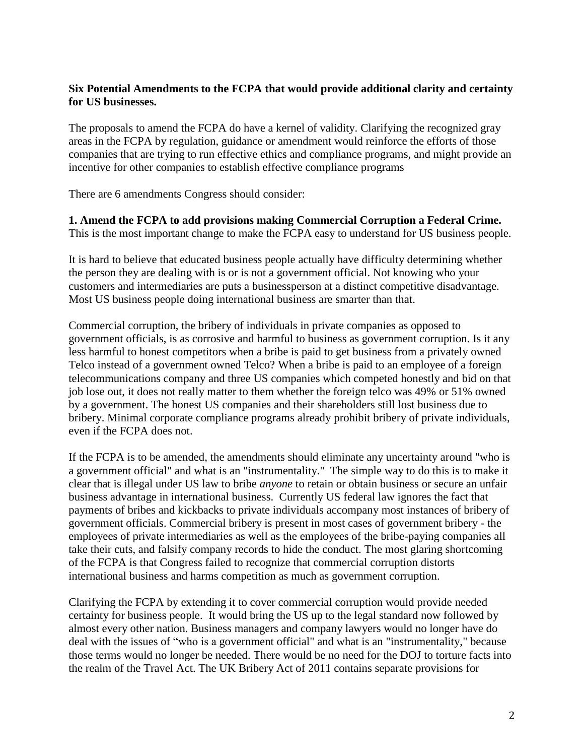**Six Potential Amendments to the FCPA that would provide additional clarity and certainty for US businesses.**

The proposals to amend the FCPA do have a kernel of validity. Clarifying the recognized gray areas in the FCPA by regulation, guidance or amendment would reinforce the efforts of those companies that are trying to run effective ethics and compliance programs, and might provide an incentive for other companies to establish effective compliance programs

There are 6 amendments Congress should consider:

**1. Amend the FCPA to add provisions making Commercial Corruption a Federal Crime.** This is the most important change to make the FCPA easy to understand for US business people.

It is hard to believe that educated business people actually have difficulty determining whether the person they are dealing with is or is not a government official. Not knowing who your customers and intermediaries are puts a businessperson at a distinct competitive disadvantage. Most US business people doing international business are smarter than that.

Commercial corruption, the bribery of individuals in private companies as opposed to government officials, is as corrosive and harmful to business as government corruption. Is it any less harmful to honest competitors when a bribe is paid to get business from a privately owned Telco instead of a government owned Telco? When a bribe is paid to an employee of a foreign telecommunications company and three US companies which competed honestly and bid on that job lose out, it does not really matter to them whether the foreign telco was 49% or 51% owned by a government. The honest US companies and their shareholders still lost business due to bribery. Minimal corporate compliance programs already prohibit bribery of private individuals, even if the FCPA does not.

If the FCPA is to be amended, the amendments should eliminate any uncertainty around "who is a government official" and what is an "instrumentality." The simple way to do this is to make it clear that is illegal under US law to bribe *anyone* to retain or obtain business or secure an unfair business advantage in international business. Currently US federal law ignores the fact that payments of bribes and kickbacks to private individuals accompany most instances of bribery of government officials. Commercial bribery is present in most cases of government bribery - the employees of private intermediaries as well as the employees of the bribe-paying companies all take their cuts, and falsify company records to hide the conduct. The most glaring shortcoming of the FCPA is that Congress failed to recognize that commercial corruption distorts international business and harms competition as much as government corruption.

Clarifying the FCPA by extending it to cover commercial corruption would provide needed certainty for business people. It would bring the US up to the legal standard now followed by almost every other nation. Business managers and company lawyers would no longer have do deal with the issues of "who is a government official" and what is an "instrumentality," because those terms would no longer be needed. There would be no need for the DOJ to torture facts into the realm of the Travel Act. The UK Bribery Act of 2011 contains separate provisions for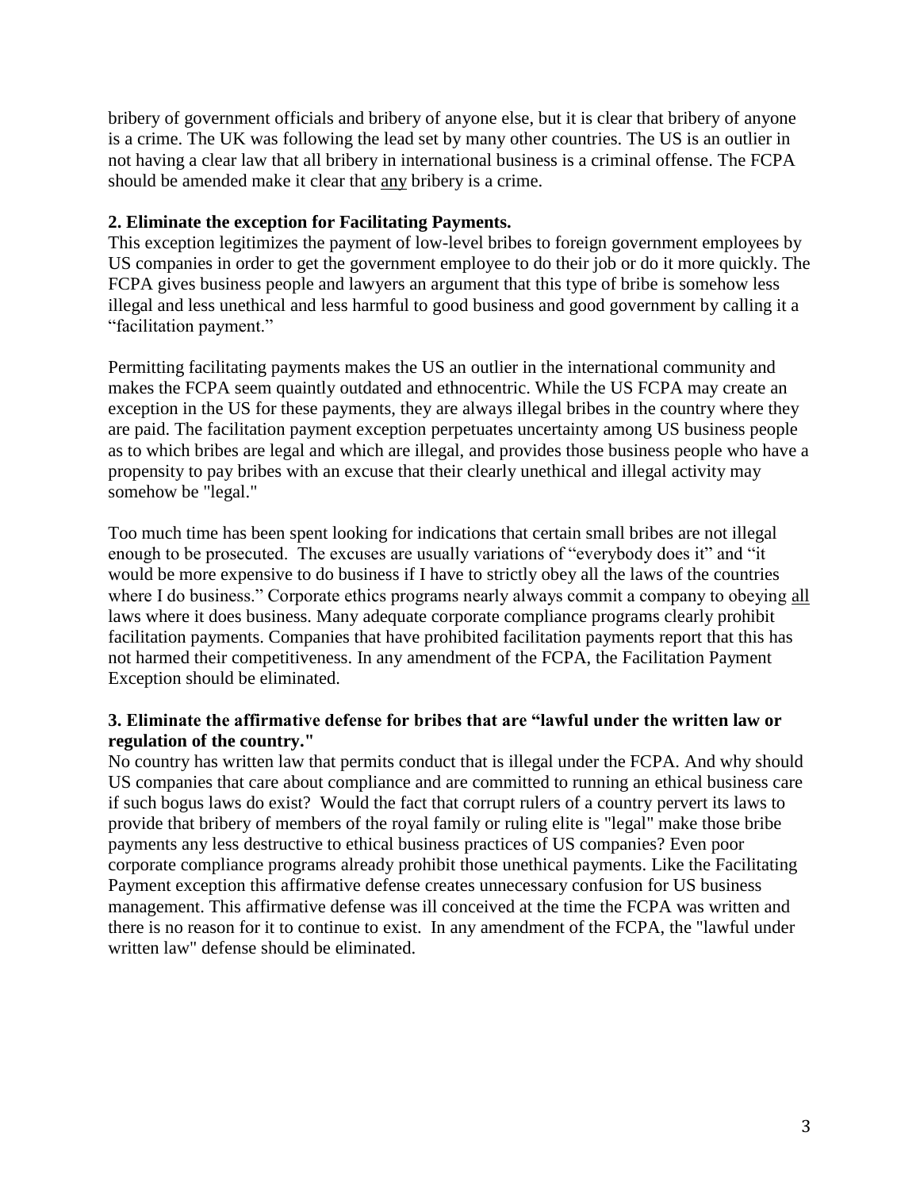bribery of government officials and bribery of anyone else, but it is clear that bribery of anyone is a crime. The UK was following the lead set by many other countries. The US is an outlier in not having a clear law that all bribery in international business is a criminal offense. The FCPA should be amended make it clear that <u>any</u> bribery is a crime.

**2. Eliminate the exception for Facilitating Payments.**

This exception legitimizes the payment of low-level bribes to foreign government employees by US companies in order to get the government employee to do their job or do it more quickly. The FCPA gives business people and lawyers an argument that this type of bribe is somehow less illegal and less unethical and less harmful to good business and good government by calling it a "facilitation payment."

Permitting facilitating payments makes the US an outlier in the international community and makes the FCPA seem quaintly outdated and ethnocentric. While the US FCPA may create an exception in the US for these payments, they are always illegal bribes in the country where they are paid. The facilitation payment exception perpetuates uncertainty among US business people as to which bribes are legal and which are illegal, and provides those business people who have a propensity to pay bribes with an excuse that their clearly unethical and illegal activity may somehow be "legal."

Too much time has been spent looking for indications that certain small bribes are not illegal enough to be prosecuted. The excuses are usually variations of "everybody does it" and "it would be more expensive to do business if I have to strictly obey all the laws of the countries where I do business." Corporate ethics programs nearly always commit a company to obeying <u>all</u> laws where it does business. Many adequate corporate compliance programs clearly prohibit facilitation payments. Companies that have prohibited facilitation payments report that this has not harmed their competitiveness. In any amendment of the FCPA, the Facilitation Payment Exception should be eliminated.

**3. Eliminate the affirmative defense for bribes that are "lawful under the written law or regulation of the country."**

No country has written law that permits conduct that is illegal under the FCPA. And why should US companies that care about compliance and are committed to running an ethical business care if such bogus laws do exist? Would the fact that corrupt rulers of a country pervert its laws to provide that bribery of members of the royal family or ruling elite is "legal" make those bribe payments any less destructive to ethical business practices of US companies? Even poor corporate compliance programs already prohibit those unethical payments. Like the Facilitating Payment exception this affirmative defense creates unnecessary confusion for US business management. This affirmative defense was ill conceived at the time the FCPA was written and there is no reason for it to continue to exist. In any amendment of the FCPA, the "lawful under written law" defense should be eliminated.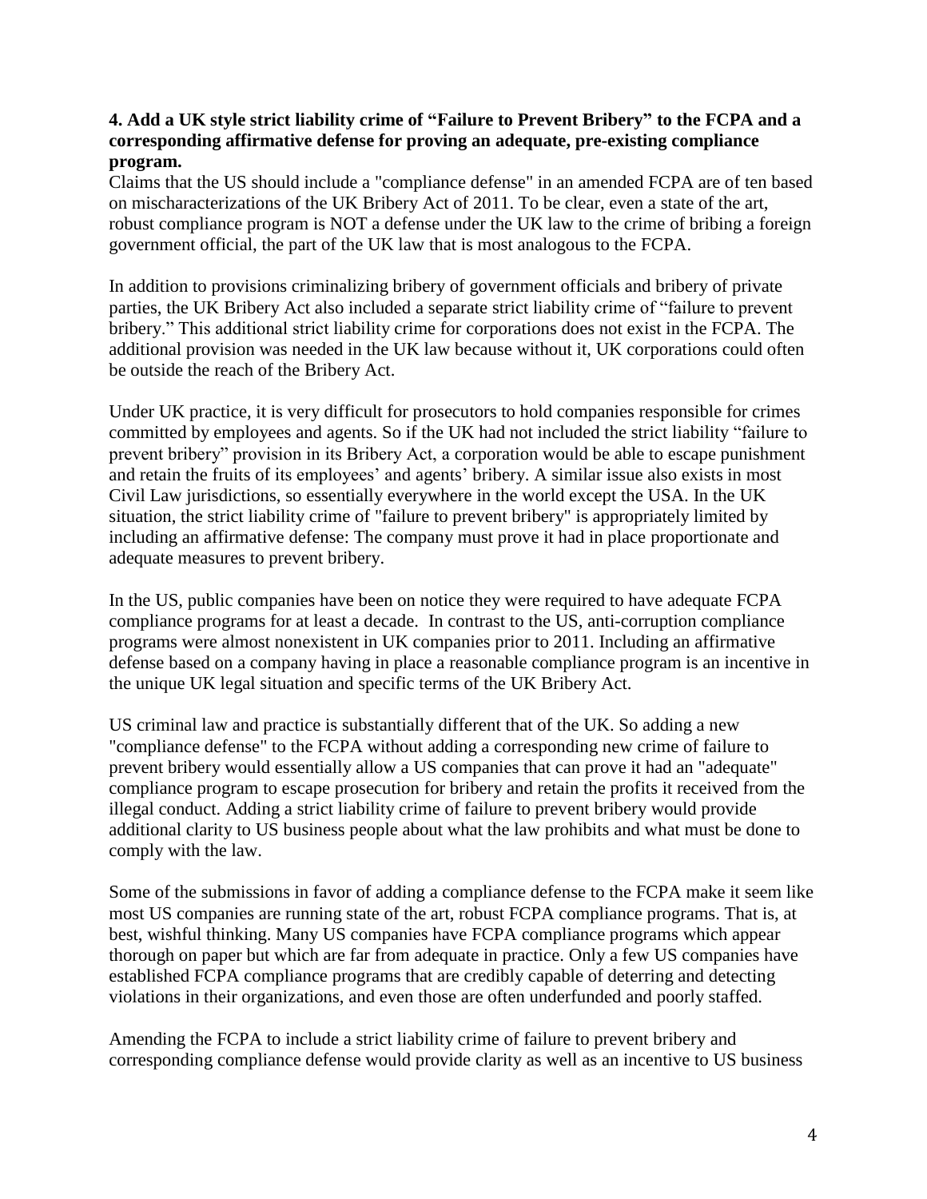**4. Add a UK style strict liability crime of "Failure to Prevent Bribery" to the FCPA and a corresponding affirmative defense for proving an adequate, pre-existing compliance program.**

Claims that the US should include a "compliance defense" in an amended FCPA are of ten based on mischaracterizations of the UK Bribery Act of 2011. To be clear, even a state of the art, robust compliance program is NOT a defense under the UK law to the crime of bribing a foreign government official, the part of the UK law that is most analogous to the FCPA.

In addition to provisions criminalizing bribery of government officials and bribery of private parties, the UK Bribery Act also included a separate strict liability crime of "failure to prevent bribery." This additional strict liability crime for corporations does not exist in the FCPA. The additional provision was needed in the UK law because without it, UK corporations could often be outside the reach of the Bribery Act.

Under UK practice, it is very difficult for prosecutors to hold companies responsible for crimes committed by employees and agents. So if the UK had not included the strict liability "failure to prevent bribery" provision in its Bribery Act, a corporation would be able to escape punishment and retain the fruits of its employees' and agents' bribery. A similar issue also exists in most Civil Law jurisdictions, so essentially everywhere in the world except the USA. In the UK situation, the strict liability crime of "failure to prevent bribery" is appropriately limited by including an affirmative defense: The company must prove it had in place proportionate and adequate measures to prevent bribery.

In the US, public companies have been on notice they were required to have adequate FCPA compliance programs for at least a decade. In contrast to the US, anti-corruption compliance programs were almost nonexistent in UK companies prior to 2011. Including an affirmative defense based on a company having in place a reasonable compliance program is an incentive in the unique UK legal situation and specific terms of the UK Bribery Act.

US criminal law and practice is substantially different that of the UK. So adding a new "compliance defense" to the FCPA without adding a corresponding new crime of failure to prevent bribery would essentially allow a US companies that can prove it had an "adequate" compliance program to escape prosecution for bribery and retain the profits it received from the illegal conduct. Adding a strict liability crime of failure to prevent bribery would provide additional clarity to US business people about what the law prohibits and what must be done to comply with the law.

Some of the submissions in favor of adding a compliance defense to the FCPA make it seem like most US companies are running state of the art, robust FCPA compliance programs. That is, at best, wishful thinking. Many US companies have FCPA compliance programs which appear thorough on paper but which are far from adequate in practice. Only a few US companies have established FCPA compliance programs that are credibly capable of deterring and detecting violations in their organizations, and even those are often underfunded and poorly staffed.

Amending the FCPA to include a strict liability crime of failure to prevent bribery and corresponding compliance defense would provide clarity as well as an incentive to US business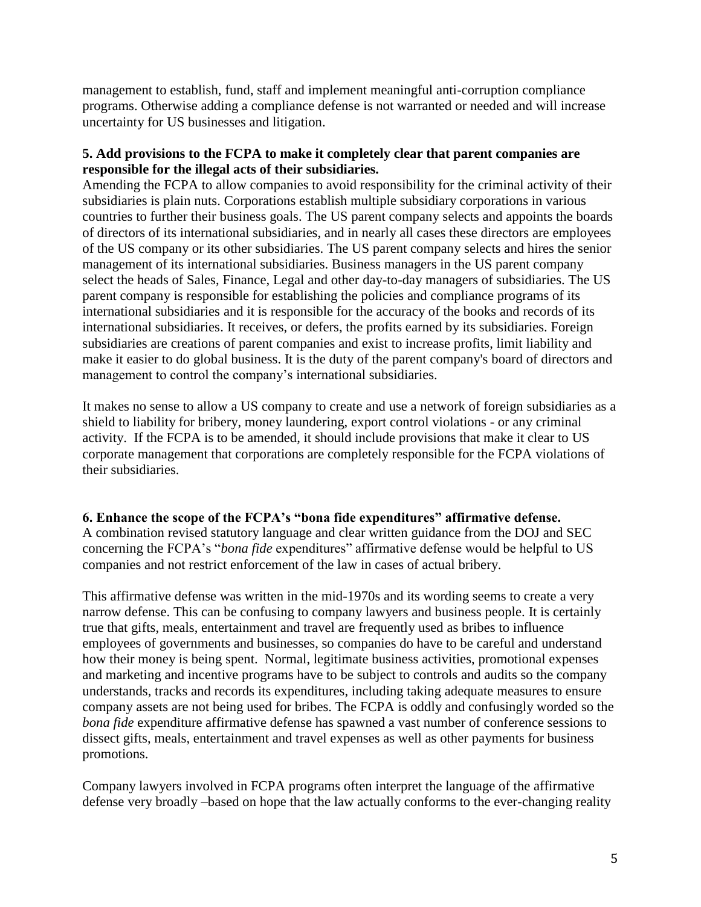management to establish, fund, staff and implement meaningful anti-corruption compliance programs. Otherwise adding a compliance defense is not warranted or needed and will increase uncertainty for US businesses and litigation.

**5. Add provisions to the FCPA to make it completely clear that parent companies are responsible for the illegal acts of their subsidiaries.**

Amending the FCPA to allow companies to avoid responsibility for the criminal activity of their subsidiaries is plain nuts. Corporations establish multiple subsidiary corporations in various countries to further their business goals. The US parent company selects and appoints the boards of directors of its international subsidiaries, and in nearly all cases these directors are employees of the US company or its other subsidiaries. The US parent company selects and hires the senior management of its international subsidiaries. Business managers in the US parent company select the heads of Sales, Finance, Legal and other day-to-day managers of subsidiaries. The US parent company is responsible for establishing the policies and compliance programs of its international subsidiaries and it is responsible for the accuracy of the books and records of its international subsidiaries. It receives, or defers, the profits earned by its subsidiaries. Foreign subsidiaries are creations of parent companies and exist to increase profits, limit liability and make it easier to do global business. It is the duty of the parent company's board of directors and management to control the company's international subsidiaries.

It makes no sense to allow a US company to create and use a network of foreign subsidiaries as a shield to liability for bribery, money laundering, export control violations - or any criminal activity. If the FCPA is to be amended, it should include provisions that make it clear to US corporate management that corporations are completely responsible for the FCPA violations of their subsidiaries.

**6. Enhance the scope of the FCPA's "bona fide expenditures" affirmative defense.**

A combination revised statutory language and clear written guidance from the DOJ and SEC concerning the FCPA's "*bona fide* expenditures" affirmative defense would be helpful to US companies and not restrict enforcement of the law in cases of actual bribery.

This affirmative defense was written in the mid-1970s and its wording seems to create a very narrow defense. This can be confusing to company lawyers and business people. It is certainly true that gifts, meals, entertainment and travel are frequently used as bribes to influence employees of governments and businesses, so companies do have to be careful and understand how their money is being spent. Normal, legitimate business activities, promotional expenses and marketing and incentive programs have to be subject to controls and audits so the company understands, tracks and records its expenditures, including taking adequate measures to ensure company assets are not being used for bribes. The FCPA is oddly and confusingly worded so the *bona fide* expenditure affirmative defense has spawned a vast number of conference sessions to dissect gifts, meals, entertainment and travel expenses as well as other payments for business promotions.

Company lawyers involved in FCPA programs often interpret the language of the affirmative defense very broadly –based on hope that the law actually conforms to the ever-changing reality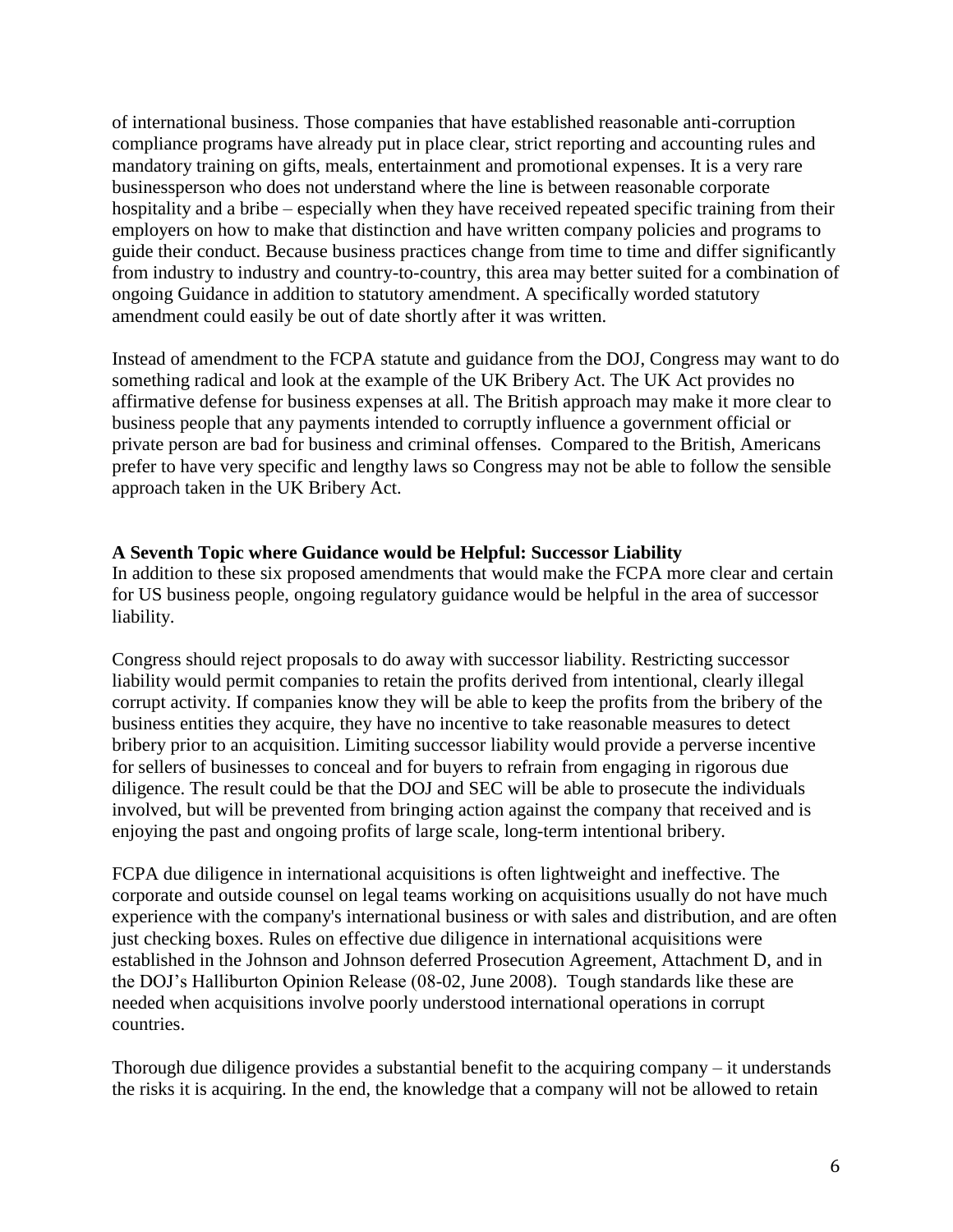of international business. Those companies that have established reasonable anti-corruption compliance programs have already put in place clear, strict reporting and accounting rules and mandatory training on gifts, meals, entertainment and promotional expenses. It is a very rare businessperson who does not understand where the line is between reasonable corporate hospitality and a bribe – especially when they have received repeated specific training from their employers on how to make that distinction and have written company policies and programs to guide their conduct. Because business practices change from time to time and differ significantly from industry to industry and country-to-country, this area may better suited for a combination of ongoing Guidance in addition to statutory amendment. A specifically worded statutory amendment could easily be out of date shortly after it was written.

Instead of amendment to the FCPA statute and guidance from the DOJ, Congress may want to do something radical and look at the example of the UK Bribery Act. The UK Act provides no affirmative defense for business expenses at all. The British approach may make it more clear to business people that any payments intended to corruptly influence a government official or private person are bad for business and criminal offenses. Compared to the British, Americans prefer to have very specific and lengthy laws so Congress may not be able to follow the sensible approach taken in the UK Bribery Act.

**A Seventh Topic where Guidance would be Helpful: Successor Liability**

In addition to these six proposed amendments that would make the FCPA more clear and certain for US business people, ongoing regulatory guidance would be helpful in the area of successor liability.

Congress should reject proposals to do away with successor liability. Restricting successor liability would permit companies to retain the profits derived from intentional, clearly illegal corrupt activity. If companies know they will be able to keep the profits from the bribery of the business entities they acquire, they have no incentive to take reasonable measures to detect bribery prior to an acquisition. Limiting successor liability would provide a perverse incentive for sellers of businesses to conceal and for buyers to refrain from engaging in rigorous due diligence. The result could be that the DOJ and SEC will be able to prosecute the individuals involved, but will be prevented from bringing action against the company that received and is enjoying the past and ongoing profits of large scale, long-term intentional bribery.

FCPA due diligence in international acquisitions is often lightweight and ineffective. The corporate and outside counsel on legal teams working on acquisitions usually do not have much experience with the company's international business or with sales and distribution, and are often just checking boxes. Rules on effective due diligence in international acquisitions were established in the Johnson and Johnson deferred Prosecution Agreement, Attachment D, and in the DOJ's Halliburton Opinion Release (08-02, June 2008). Tough standards like these are needed when acquisitions involve poorly understood international operations in corrupt countries.

Thorough due diligence provides a substantial benefit to the acquiring company – it understands the risks it is acquiring. In the end, the knowledge that a company will not be allowed to retain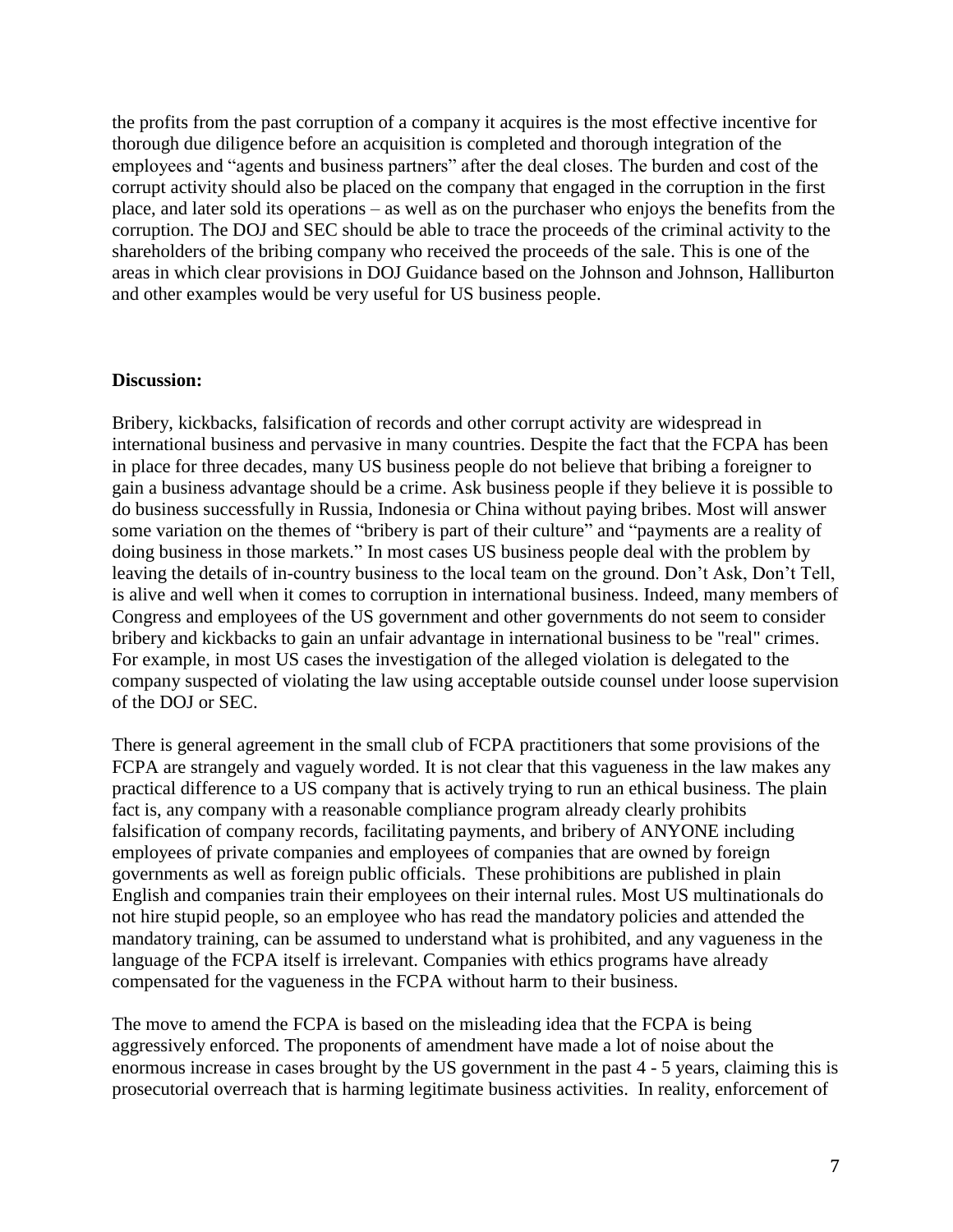the profits from the past corruption of a company it acquires is the most effective incentive for thorough due diligence before an acquisition is completed and thorough integration of the employees and "agents and business partners" after the deal closes. The burden and cost of the corrupt activity should also be placed on the company that engaged in the corruption in the first place, and later sold its operations – as well as on the purchaser who enjoys the benefits from the corruption. The DOJ and SEC should be able to trace the proceeds of the criminal activity to the shareholders of the bribing company who received the proceeds of the sale. This is one of the areas in which clear provisions in DOJ Guidance based on the Johnson and Johnson, Halliburton and other examples would be very useful for US business people.

**Discussion:**

Bribery, kickbacks, falsification of records and other corrupt activity are widespread in international business and pervasive in many countries. Despite the fact that the FCPA has been in place for three decades, many US business people do not believe that bribing a foreigner to gain a business advantage should be a crime. Ask business people if they believe it is possible to do business successfully in Russia, Indonesia or China without paying bribes. Most will answer some variation on the themes of "bribery is part of their culture" and "payments are a reality of doing business in those markets." In most cases US business people deal with the problem by leaving the details of in-country business to the local team on the ground. Don't Ask, Don't Tell, is alive and well when it comes to corruption in international business. Indeed, many members of Congress and employees of the US government and other governments do not seem to consider bribery and kickbacks to gain an unfair advantage in international business to be "real" crimes. For example, in most US cases the investigation of the alleged violation is delegated to the company suspected of violating the law using acceptable outside counsel under loose supervision of the DOJ or SEC.

There is general agreement in the small club of FCPA practitioners that some provisions of the FCPA are strangely and vaguely worded. It is not clear that this vagueness in the law makes any practical difference to a US company that is actively trying to run an ethical business. The plain fact is, any company with a reasonable compliance program already clearly prohibits falsification of company records, facilitating payments, and bribery of ANYONE including employees of private companies and employees of companies that are owned by foreign governments as well as foreign public officials. These prohibitions are published in plain English and companies train their employees on their internal rules. Most US multinationals do not hire stupid people, so an employee who has read the mandatory policies and attended the mandatory training, can be assumed to understand what is prohibited, and any vagueness in the language of the FCPA itself is irrelevant. Companies with ethics programs have already compensated for the vagueness in the FCPA without harm to their business.

The move to amend the FCPA is based on the misleading idea that the FCPA is being aggressively enforced. The proponents of amendment have made a lot of noise about the enormous increase in cases brought by the US government in the past 4 - 5 years, claiming this is prosecutorial overreach that is harming legitimate business activities. In reality, enforcement of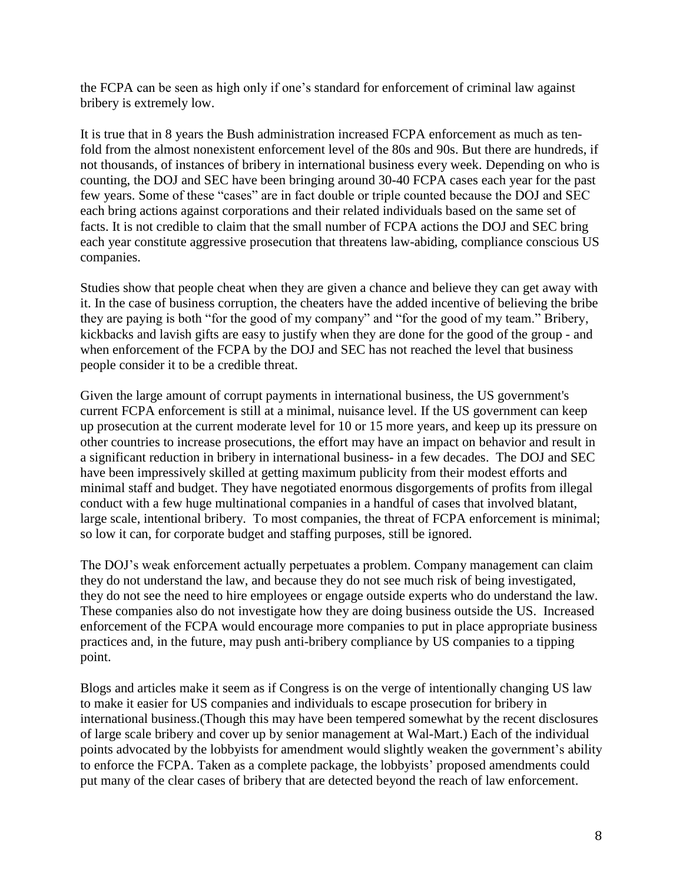the FCPA can be seen as high only if one's standard for enforcement of criminal law against bribery is extremely low.

It is true that in 8 years the Bush administration increased FCPA enforcement as much as ten-fold from the almost nonexistent enforcement level of the 80s and 90s. But there are hundreds, if not thousands, of instances of bribery in international business every week. Depending on who is counting, the DOJ and SEC have been bringing around 30-40 FCPA cases each year for the past few years. Some of these "cases" are in fact double or triple counted because the DOJ and SEC each bring actions against corporations and their related individuals based on the same set of facts. It is not credible to claim that the small number of FCPA actions the DOJ and SEC bring each year constitute aggressive prosecution that threatens law-abiding, compliance conscious US companies.

Studies show that people cheat when they are given a chance and believe they can get away with it. In the case of business corruption, the cheaters have the added incentive of believing the bribe they are paying is both "for the good of my company" and "for the good of my team." Bribery, kickbacks and lavish gifts are easy to justify when they are done for the good of the group - and when enforcement of the FCPA by the DOJ and SEC has not reached the level that business people consider it to be a credible threat.

Given the large amount of corrupt payments in international business, the US government's current FCPA enforcement is still at a minimal, nuisance level. If the US government can keep up prosecution at the current moderate level for 10 or 15 more years, and keep up its pressure on other countries to increase prosecutions, the effort may have an impact on behavior and result in a significant reduction in bribery in international business- in a few decades. The DOJ and SEC have been impressively skilled at getting maximum publicity from their modest efforts and minimal staff and budget. They have negotiated enormous disgorgements of profits from illegal conduct with a few huge multinational companies in a handful of cases that involved blatant, large scale, intentional bribery. To most companies, the threat of FCPA enforcement is minimal; so low it can, for corporate budget and staffing purposes, still be ignored.

The DOJ's weak enforcement actually perpetuates a problem. Company management can claim they do not understand the law, and because they do not see much risk of being investigated, they do not see the need to hire employees or engage outside experts who do understand the law. These companies also do not investigate how they are doing business outside the US. Increased enforcement of the FCPA would encourage more companies to put in place appropriate business practices and, in the future, may push anti-bribery compliance by US companies to a tipping point.

Blogs and articles make it seem as if Congress is on the verge of intentionally changing US law to make it easier for US companies and individuals to escape prosecution for bribery in international business.(Though this may have been tempered somewhat by the recent disclosures of large scale bribery and cover up by senior management at Wal-Mart.) Each of the individual points advocated by the lobbyists for amendment would slightly weaken the government's ability to enforce the FCPA. Taken as a complete package, the lobbyists' proposed amendments could put many of the clear cases of bribery that are detected beyond the reach of law enforcement.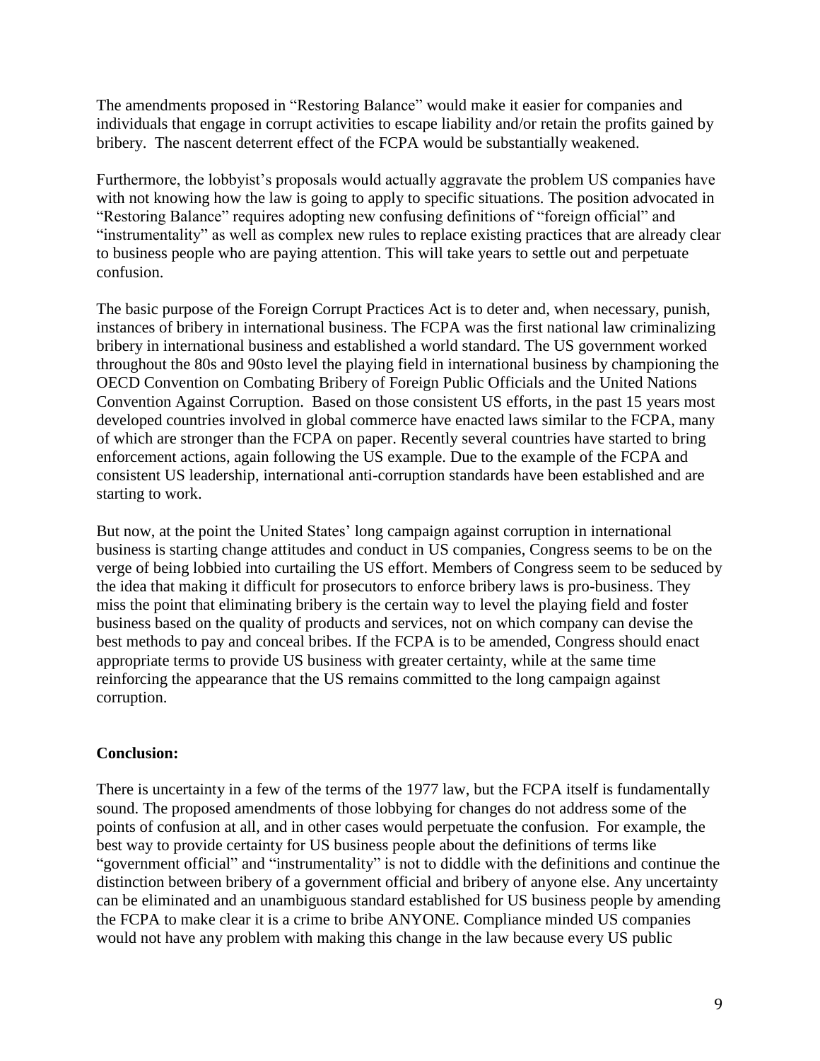The amendments proposed in "Restoring Balance" would make it easier for companies and individuals that engage in corrupt activities to escape liability and/or retain the profits gained by bribery. The nascent deterrent effect of the FCPA would be substantially weakened.

Furthermore, the lobbyist's proposals would actually aggravate the problem US companies have with not knowing how the law is going to apply to specific situations. The position advocated in "Restoring Balance" requires adopting new confusing definitions of "foreign official" and "instrumentality" as well as complex new rules to replace existing practices that are already clear to business people who are paying attention. This will take years to settle out and perpetuate confusion.

The basic purpose of the Foreign Corrupt Practices Act is to deter and, when necessary, punish, instances of bribery in international business. The FCPA was the first national law criminalizing bribery in international business and established a world standard. The US government worked throughout the 80s and 90sto level the playing field in international business by championing the OECD Convention on Combating Bribery of Foreign Public Officials and the United Nations Convention Against Corruption. Based on those consistent US efforts, in the past 15 years most developed countries involved in global commerce have enacted laws similar to the FCPA, many of which are stronger than the FCPA on paper. Recently several countries have started to bring enforcement actions, again following the US example. Due to the example of the FCPA and consistent US leadership, international anti-corruption standards have been established and are starting to work.

But now, at the point the United States' long campaign against corruption in international business is starting change attitudes and conduct in US companies, Congress seems to be on the verge of being lobbied into curtailing the US effort. Members of Congress seem to be seduced by the idea that making it difficult for prosecutors to enforce bribery laws is pro-business. They miss the point that eliminating bribery is the certain way to level the playing field and foster business based on the quality of products and services, not on which company can devise the best methods to pay and conceal bribes. If the FCPA is to be amended, Congress should enact appropriate terms to provide US business with greater certainty, while at the same time reinforcing the appearance that the US remains committed to the long campaign against corruption.

**Conclusion:**

There is uncertainty in a few of the terms of the 1977 law, but the FCPA itself is fundamentally sound. The proposed amendments of those lobbying for changes do not address some of the points of confusion at all, and in other cases would perpetuate the confusion. For example, the best way to provide certainty for US business people about the definitions of terms like "government official" and "instrumentality" is not to diddle with the definitions and continue the distinction between bribery of a government official and bribery of anyone else. Any uncertainty can be eliminated and an unambiguous standard established for US business people by amending the FCPA to make clear it is a crime to bribe ANYONE. Compliance minded US companies would not have any problem with making this change in the law because every US public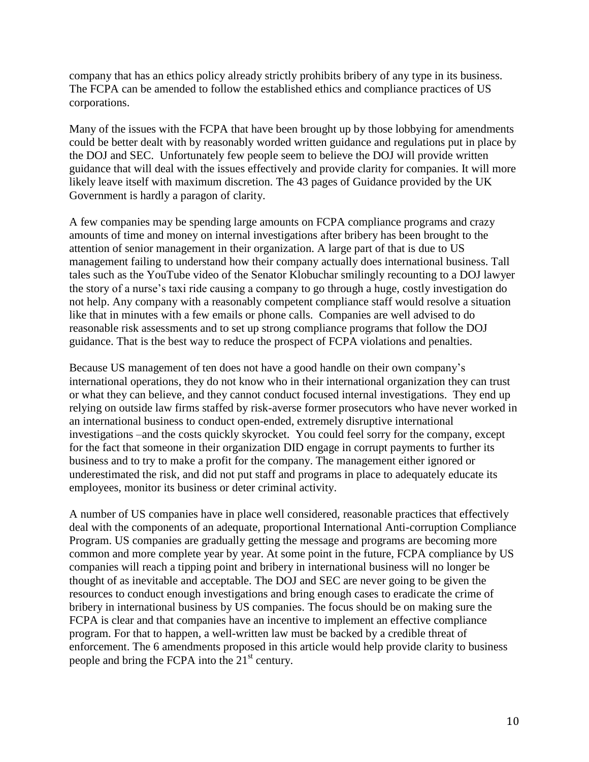company that has an ethics policy already strictly prohibits bribery of any type in its business. The FCPA can be amended to follow the established ethics and compliance practices of US corporations.

Many of the issues with the FCPA that have been brought up by those lobbying for amendments could be better dealt with by reasonably worded written guidance and regulations put in place by the DOJ and SEC. Unfortunately few people seem to believe the DOJ will provide written guidance that will deal with the issues effectively and provide clarity for companies. It will more likely leave itself with maximum discretion. The 43 pages of Guidance provided by the UK Government is hardly a paragon of clarity.

A few companies may be spending large amounts on FCPA compliance programs and crazy amounts of time and money on internal investigations after bribery has been brought to the attention of senior management in their organization. A large part of that is due to US management failing to understand how their company actually does international business. Tall tales such as the YouTube video of the Senator Klobuchar smilingly recounting to a DOJ lawyer the story of a nurse's taxi ride causing a company to go through a huge, costly investigation do not help. Any company with a reasonably competent compliance staff would resolve a situation like that in minutes with a few emails or phone calls. Companies are well advised to do reasonable risk assessments and to set up strong compliance programs that follow the DOJ guidance. That is the best way to reduce the prospect of FCPA violations and penalties.

Because US management of ten does not have a good handle on their own company's international operations, they do not know who in their international organization they can trust or what they can believe, and they cannot conduct focused internal investigations. They end up relying on outside law firms staffed by risk-averse former prosecutors who have never worked in an international business to conduct open-ended, extremely disruptive international investigations –and the costs quickly skyrocket. You could feel sorry for the company, except for the fact that someone in their organization DID engage in corrupt payments to further its business and to try to make a profit for the company. The management either ignored or underestimated the risk, and did not put staff and programs in place to adequately educate its employees, monitor its business or deter criminal activity.

A number of US companies have in place well considered, reasonable practices that effectively deal with the components of an adequate, proportional International Anti-corruption Compliance Program. US companies are gradually getting the message and programs are becoming more common and more complete year by year. At some point in the future, FCPA compliance by US companies will reach a tipping point and bribery in international business will no longer be thought of as inevitable and acceptable. The DOJ and SEC are never going to be given the resources to conduct enough investigations and bring enough cases to eradicate the crime of bribery in international business by US companies. The focus should be on making sure the FCPA is clear and that companies have an incentive to implement an effective compliance program. For that to happen, a well-written law must be backed by a credible threat of enforcement. The 6 amendments proposed in this article would help provide clarity to business people and bring the FCPA into the 21st century.